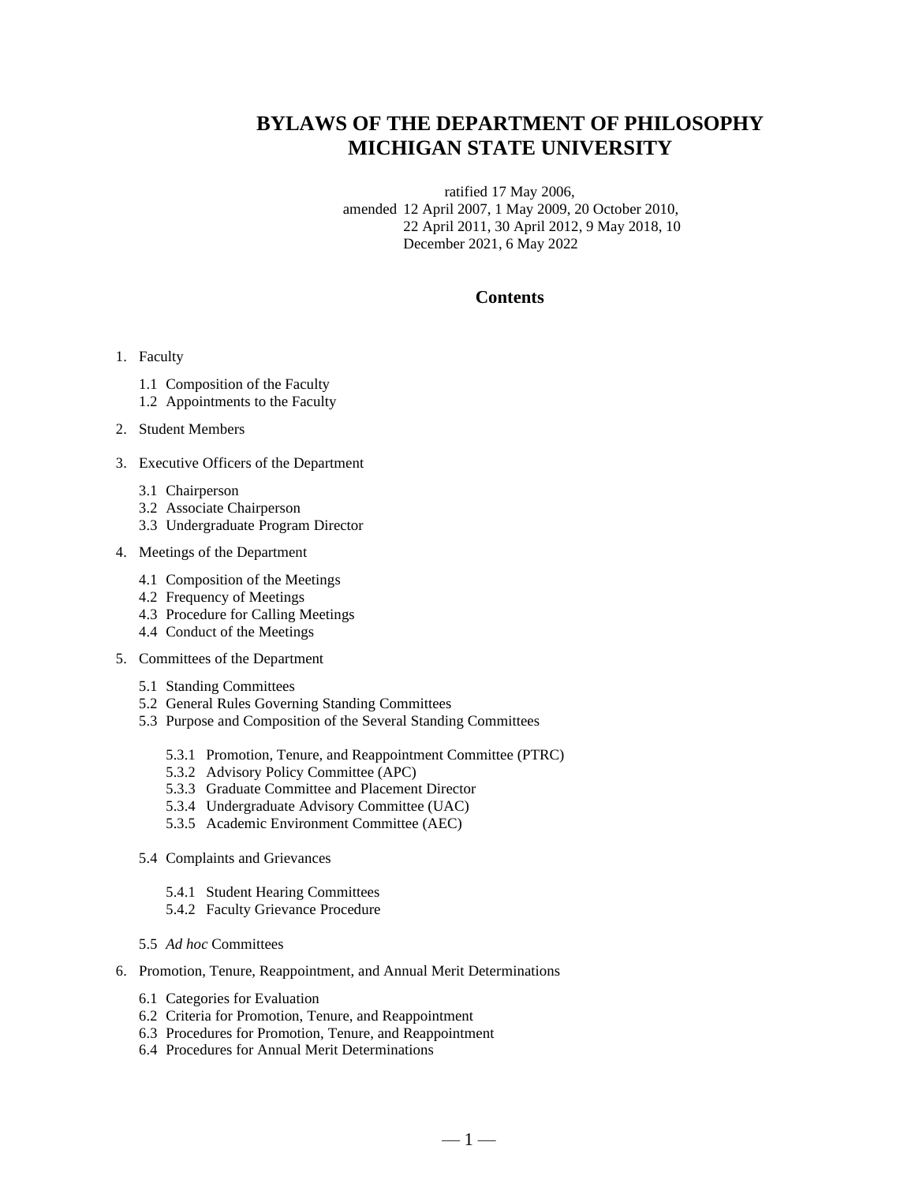# BYLAWS OF THE DEPARTMENT OF PHILOSOPHY
# MICHIGAN STATE UNIVERSITY

ratified 17 May 2006,
amended 12 April 2007, 1 May 2009, 20 October 2010,
22 April 2011, 30 April 2012, 9 May 2018, 10
December 2021, 6 May 2022

## Contents

1. Faculty
   - 1.1 Composition of the Faculty
   - 1.2 Appointments to the Faculty
2. Student Members
3. Executive Officers of the Department
   - 3.1 Chairperson
   - 3.2 Associate Chairperson
   - 3.3 Undergraduate Program Director
4. Meetings of the Department
   - 4.1 Composition of the Meetings
   - 4.2 Frequency of Meetings
   - 4.3 Procedure for Calling Meetings
   - 4.4 Conduct of the Meetings
5. Committees of the Department
   - 5.1 Standing Committees
   - 5.2 General Rules Governing Standing Committees
   - 5.3 Purpose and Composition of the Several Standing Committees
     - 5.3.1 Promotion, Tenure, and Reappointment Committee (PTRC)
     - 5.3.2 Advisory Policy Committee (APC)
     - 5.3.3 Graduate Committee and Placement Director
     - 5.3.4 Undergraduate Advisory Committee (UAC)
     - 5.3.5 Academic Environment Committee (AEC)
   - 5.4 Complaints and Grievances
     - 5.4.1 Student Hearing Committees
     - 5.4.2 Faculty Grievance Procedure
   - 5.5 *Ad hoc* Committees
6. Promotion, Tenure, Reappointment, and Annual Merit Determinations
   - 6.1 Categories for Evaluation
   - 6.2 Criteria for Promotion, Tenure, and Reappointment
   - 6.3 Procedures for Promotion, Tenure, and Reappointment
   - 6.4 Procedures for Annual Merit Determinations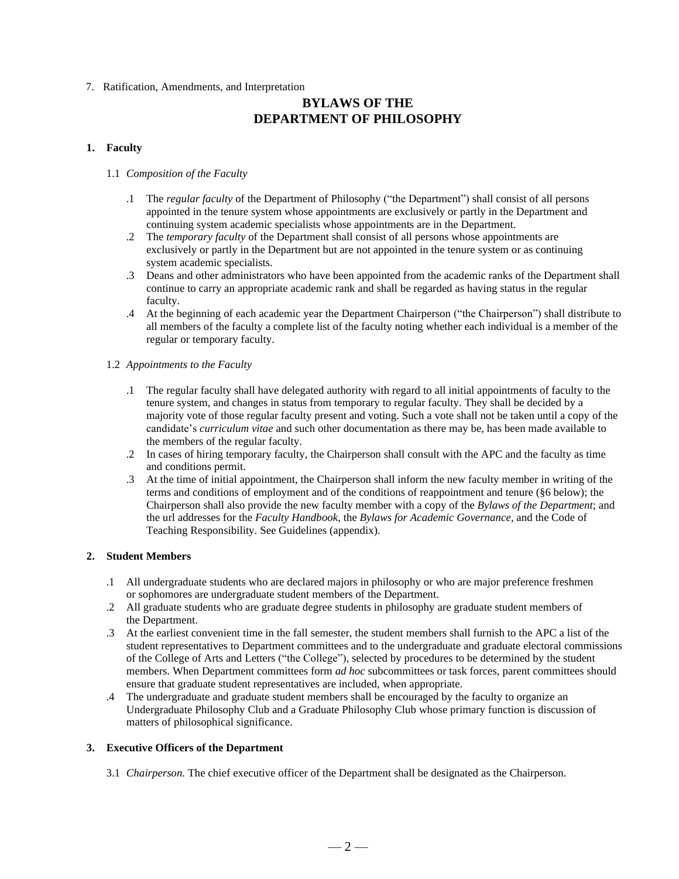7. Ratification, Amendments, and Interpretation

# BYLAWS OF THE DEPARTMENT OF PHILOSOPHY

## 1. Faculty

### 1.1 *Composition of the Faculty*

.1 The *regular faculty* of the Department of Philosophy ("the Department") shall consist of all persons appointed in the tenure system whose appointments are exclusively or partly in the Department and continuing system academic specialists whose appointments are in the Department.

.2 The *temporary faculty* of the Department shall consist of all persons whose appointments are exclusively or partly in the Department but are not appointed in the tenure system or as continuing system academic specialists.

.3 Deans and other administrators who have been appointed from the academic ranks of the Department shall continue to carry an appropriate academic rank and shall be regarded as having status in the regular faculty.

.4 At the beginning of each academic year the Department Chairperson ("the Chairperson") shall distribute to all members of the faculty a complete list of the faculty noting whether each individual is a member of the regular or temporary faculty.

### 1.2 *Appointments to the Faculty*

.1 The regular faculty shall have delegated authority with regard to all initial appointments of faculty to the tenure system, and changes in status from temporary to regular faculty. They shall be decided by a majority vote of those regular faculty present and voting. Such a vote shall not be taken until a copy of the candidate's *curriculum vitae* and such other documentation as there may be, has been made available to the members of the regular faculty.

.2 In cases of hiring temporary faculty, the Chairperson shall consult with the APC and the faculty as time and conditions permit.

.3 At the time of initial appointment, the Chairperson shall inform the new faculty member in writing of the terms and conditions of employment and of the conditions of reappointment and tenure (§6 below); the Chairperson shall also provide the new faculty member with a copy of the *Bylaws of the Department*; and the url addresses for the *Faculty Handbook*, the *Bylaws for Academic Governance*, and the Code of Teaching Responsibility. See Guidelines (appendix).

## 2. Student Members

.1 All undergraduate students who are declared majors in philosophy or who are major preference freshmen or sophomores are undergraduate student members of the Department.

.2 All graduate students who are graduate degree students in philosophy are graduate student members of the Department.

.3 At the earliest convenient time in the fall semester, the student members shall furnish to the APC a list of the student representatives to Department committees and to the undergraduate and graduate electoral commissions of the College of Arts and Letters ("the College"), selected by procedures to be determined by the student members. When Department committees form *ad hoc* subcommittees or task forces, parent committees should ensure that graduate student representatives are included, when appropriate.

.4 The undergraduate and graduate student members shall be encouraged by the faculty to organize an Undergraduate Philosophy Club and a Graduate Philosophy Club whose primary function is discussion of matters of philosophical significance.

## 3. Executive Officers of the Department

3.1 *Chairperson.* The chief executive officer of the Department shall be designated as the Chairperson.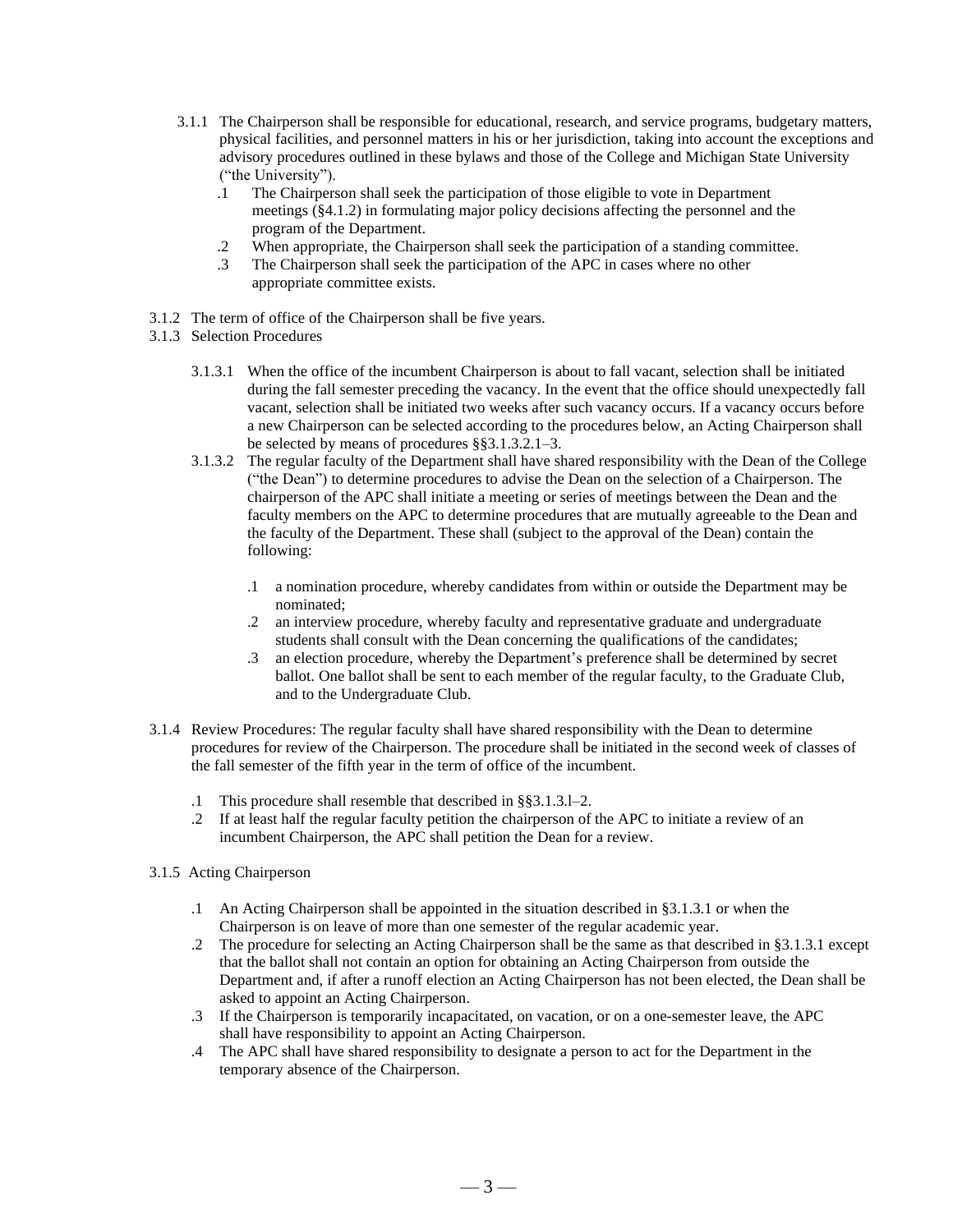3.1.1 The Chairperson shall be responsible for educational, research, and service programs, budgetary matters, physical facilities, and personnel matters in his or her jurisdiction, taking into account the exceptions and advisory procedures outlined in these bylaws and those of the College and Michigan State University ("the University").

- .1 The Chairperson shall seek the participation of those eligible to vote in Department meetings (§4.1.2) in formulating major policy decisions affecting the personnel and the program of the Department.
- .2 When appropriate, the Chairperson shall seek the participation of a standing committee.
- .3 The Chairperson shall seek the participation of the APC in cases where no other appropriate committee exists.

3.1.2 The term of office of the Chairperson shall be five years.

3.1.3 Selection Procedures

3.1.3.1 When the office of the incumbent Chairperson is about to fall vacant, selection shall be initiated during the fall semester preceding the vacancy. In the event that the office should unexpectedly fall vacant, selection shall be initiated two weeks after such vacancy occurs. If a vacancy occurs before a new Chairperson can be selected according to the procedures below, an Acting Chairperson shall be selected by means of procedures §§3.1.3.2.1–3.

3.1.3.2 The regular faculty of the Department shall have shared responsibility with the Dean of the College ("the Dean") to determine procedures to advise the Dean on the selection of a Chairperson. The chairperson of the APC shall initiate a meeting or series of meetings between the Dean and the faculty members on the APC to determine procedures that are mutually agreeable to the Dean and the faculty of the Department. These shall (subject to the approval of the Dean) contain the following:

- .1 a nomination procedure, whereby candidates from within or outside the Department may be nominated;
- .2 an interview procedure, whereby faculty and representative graduate and undergraduate students shall consult with the Dean concerning the qualifications of the candidates;
- .3 an election procedure, whereby the Department's preference shall be determined by secret ballot. One ballot shall be sent to each member of the regular faculty, to the Graduate Club, and to the Undergraduate Club.

3.1.4 Review Procedures: The regular faculty shall have shared responsibility with the Dean to determine procedures for review of the Chairperson. The procedure shall be initiated in the second week of classes of the fall semester of the fifth year in the term of office of the incumbent.

- .1 This procedure shall resemble that described in §§3.1.3.l–2.
- .2 If at least half the regular faculty petition the chairperson of the APC to initiate a review of an incumbent Chairperson, the APC shall petition the Dean for a review.

3.1.5 Acting Chairperson

- .1 An Acting Chairperson shall be appointed in the situation described in §3.1.3.1 or when the Chairperson is on leave of more than one semester of the regular academic year.
- .2 The procedure for selecting an Acting Chairperson shall be the same as that described in §3.1.3.1 except that the ballot shall not contain an option for obtaining an Acting Chairperson from outside the Department and, if after a runoff election an Acting Chairperson has not been elected, the Dean shall be asked to appoint an Acting Chairperson.
- .3 If the Chairperson is temporarily incapacitated, on vacation, or on a one-semester leave, the APC shall have responsibility to appoint an Acting Chairperson.
- .4 The APC shall have shared responsibility to designate a person to act for the Department in the temporary absence of the Chairperson.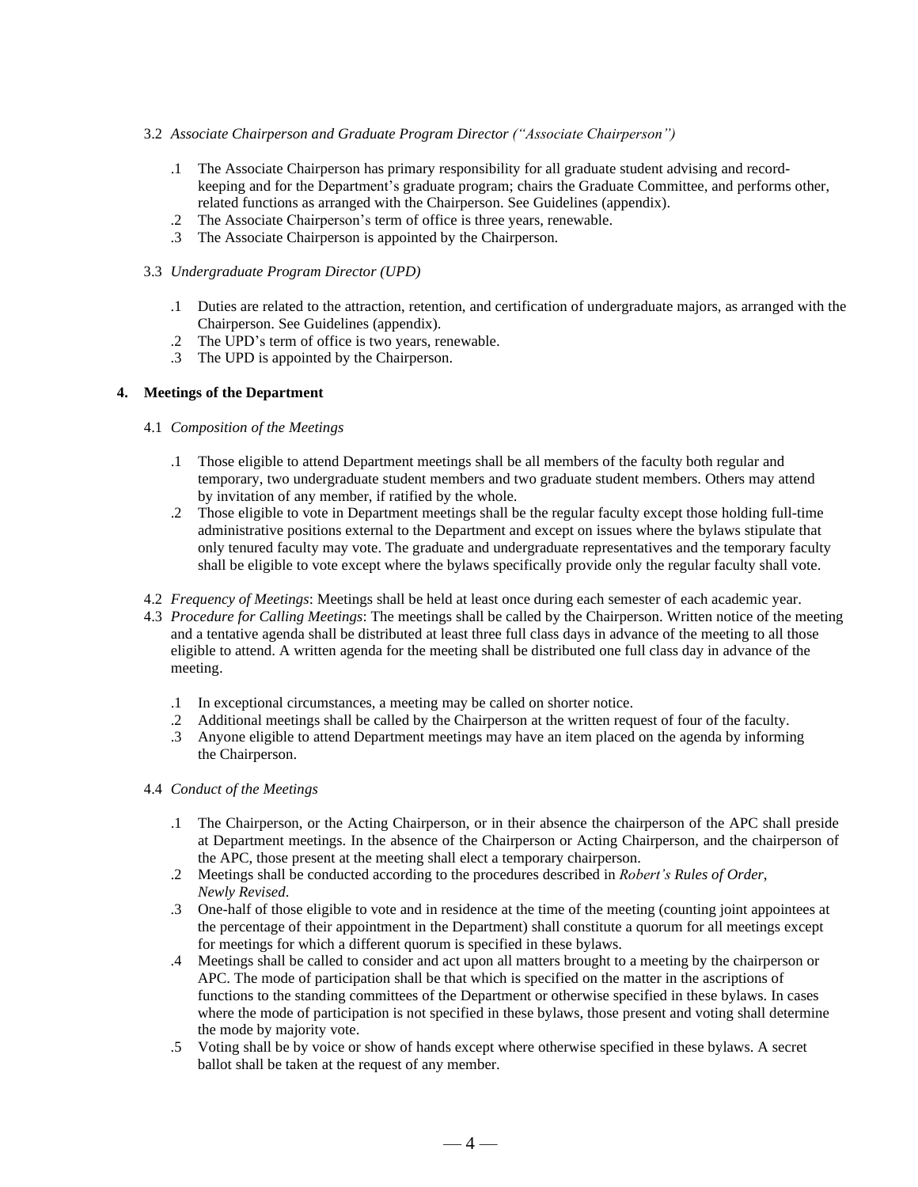3.2 *Associate Chairperson and Graduate Program Director ("Associate Chairperson")*

.1 The Associate Chairperson has primary responsibility for all graduate student advising and record-keeping and for the Department's graduate program; chairs the Graduate Committee, and performs other, related functions as arranged with the Chairperson. See Guidelines (appendix).
.2 The Associate Chairperson's term of office is three years, renewable.
.3 The Associate Chairperson is appointed by the Chairperson.

3.3 *Undergraduate Program Director (UPD)*

.1 Duties are related to the attraction, retention, and certification of undergraduate majors, as arranged with the Chairperson. See Guidelines (appendix).
.2 The UPD's term of office is two years, renewable.
.3 The UPD is appointed by the Chairperson.

## 4. Meetings of the Department

4.1 *Composition of the Meetings*

.1 Those eligible to attend Department meetings shall be all members of the faculty both regular and temporary, two undergraduate student members and two graduate student members. Others may attend by invitation of any member, if ratified by the whole.
.2 Those eligible to vote in Department meetings shall be the regular faculty except those holding full-time administrative positions external to the Department and except on issues where the bylaws stipulate that only tenured faculty may vote. The graduate and undergraduate representatives and the temporary faculty shall be eligible to vote except where the bylaws specifically provide only the regular faculty shall vote.

4.2 *Frequency of Meetings*: Meetings shall be held at least once during each semester of each academic year.

4.3 *Procedure for Calling Meetings*: The meetings shall be called by the Chairperson. Written notice of the meeting and a tentative agenda shall be distributed at least three full class days in advance of the meeting to all those eligible to attend. A written agenda for the meeting shall be distributed one full class day in advance of the meeting.

.1 In exceptional circumstances, a meeting may be called on shorter notice.
.2 Additional meetings shall be called by the Chairperson at the written request of four of the faculty.
.3 Anyone eligible to attend Department meetings may have an item placed on the agenda by informing the Chairperson.

4.4 *Conduct of the Meetings*

.1 The Chairperson, or the Acting Chairperson, or in their absence the chairperson of the APC shall preside at Department meetings. In the absence of the Chairperson or Acting Chairperson, and the chairperson of the APC, those present at the meeting shall elect a temporary chairperson.
.2 Meetings shall be conducted according to the procedures described in *Robert's Rules of Order, Newly Revised*.
.3 One-half of those eligible to vote and in residence at the time of the meeting (counting joint appointees at the percentage of their appointment in the Department) shall constitute a quorum for all meetings except for meetings for which a different quorum is specified in these bylaws.
.4 Meetings shall be called to consider and act upon all matters brought to a meeting by the chairperson or APC. The mode of participation shall be that which is specified on the matter in the ascriptions of functions to the standing committees of the Department or otherwise specified in these bylaws. In cases where the mode of participation is not specified in these bylaws, those present and voting shall determine the mode by majority vote.
.5 Voting shall be by voice or show of hands except where otherwise specified in these bylaws. A secret ballot shall be taken at the request of any member.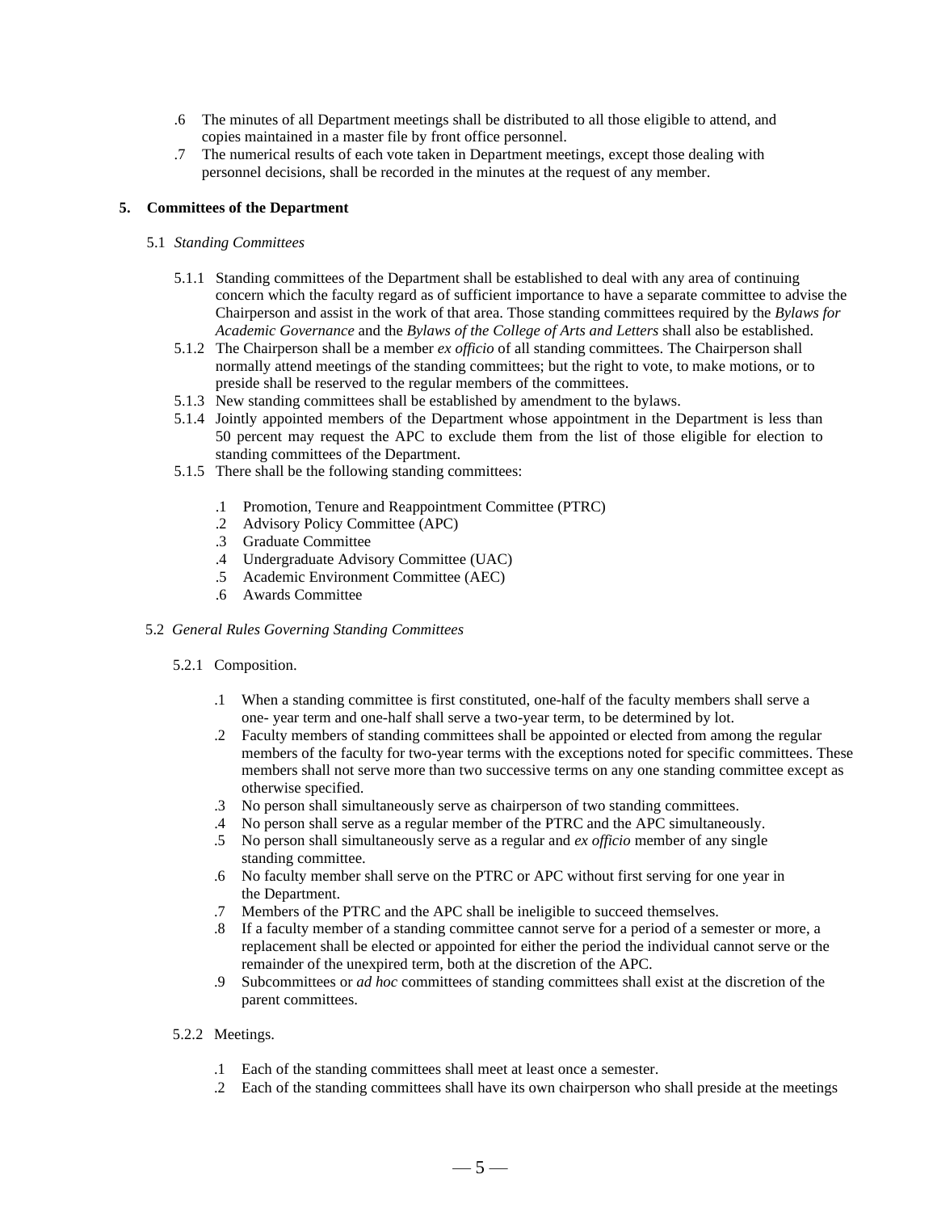.6 The minutes of all Department meetings shall be distributed to all those eligible to attend, and copies maintained in a master file by front office personnel.

.7 The numerical results of each vote taken in Department meetings, except those dealing with personnel decisions, shall be recorded in the minutes at the request of any member.

## 5. Committees of the Department

### 5.1 *Standing Committees*

5.1.1 Standing committees of the Department shall be established to deal with any area of continuing concern which the faculty regard as of sufficient importance to have a separate committee to advise the Chairperson and assist in the work of that area. Those standing committees required by the *Bylaws for Academic Governance* and the *Bylaws of the College of Arts and Letters* shall also be established.

5.1.2 The Chairperson shall be a member *ex officio* of all standing committees. The Chairperson shall normally attend meetings of the standing committees; but the right to vote, to make motions, or to preside shall be reserved to the regular members of the committees.

5.1.3 New standing committees shall be established by amendment to the bylaws.

5.1.4 Jointly appointed members of the Department whose appointment in the Department is less than 50 percent may request the APC to exclude them from the list of those eligible for election to standing committees of the Department.

5.1.5 There shall be the following standing committees:

.1 Promotion, Tenure and Reappointment Committee (PTRC)

.2 Advisory Policy Committee (APC)

.3 Graduate Committee

.4 Undergraduate Advisory Committee (UAC)

.5 Academic Environment Committee (AEC)

.6 Awards Committee

### 5.2 *General Rules Governing Standing Committees*

5.2.1 Composition.

.1 When a standing committee is first constituted, one-half of the faculty members shall serve a one- year term and one-half shall serve a two-year term, to be determined by lot.

.2 Faculty members of standing committees shall be appointed or elected from among the regular members of the faculty for two-year terms with the exceptions noted for specific committees. These members shall not serve more than two successive terms on any one standing committee except as otherwise specified.

.3 No person shall simultaneously serve as chairperson of two standing committees.

.4 No person shall serve as a regular member of the PTRC and the APC simultaneously.

.5 No person shall simultaneously serve as a regular and *ex officio* member of any single standing committee.

.6 No faculty member shall serve on the PTRC or APC without first serving for one year in the Department.

.7 Members of the PTRC and the APC shall be ineligible to succeed themselves.

.8 If a faculty member of a standing committee cannot serve for a period of a semester or more, a replacement shall be elected or appointed for either the period the individual cannot serve or the remainder of the unexpired term, both at the discretion of the APC.

.9 Subcommittees or *ad hoc* committees of standing committees shall exist at the discretion of the parent committees.

5.2.2 Meetings.

.1 Each of the standing committees shall meet at least once a semester.

.2 Each of the standing committees shall have its own chairperson who shall preside at the meetings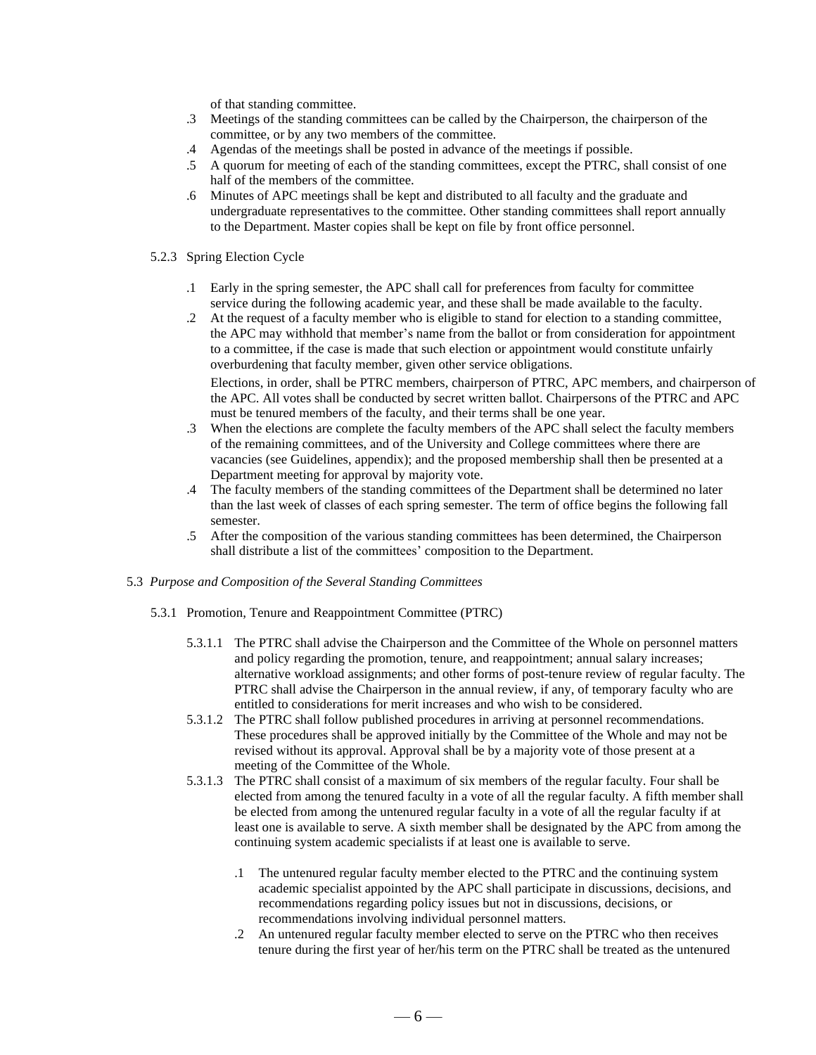of that standing committee.

.3 Meetings of the standing committees can be called by the Chairperson, the chairperson of the committee, or by any two members of the committee.

.4 Agendas of the meetings shall be posted in advance of the meetings if possible.

.5 A quorum for meeting of each of the standing committees, except the PTRC, shall consist of one half of the members of the committee.

.6 Minutes of APC meetings shall be kept and distributed to all faculty and the graduate and undergraduate representatives to the committee. Other standing committees shall report annually to the Department. Master copies shall be kept on file by front office personnel.

5.2.3 Spring Election Cycle

.1 Early in the spring semester, the APC shall call for preferences from faculty for committee service during the following academic year, and these shall be made available to the faculty.

.2 At the request of a faculty member who is eligible to stand for election to a standing committee, the APC may withhold that member's name from the ballot or from consideration for appointment to a committee, if the case is made that such election or appointment would constitute unfairly overburdening that faculty member, given other service obligations.

Elections, in order, shall be PTRC members, chairperson of PTRC, APC members, and chairperson of the APC. All votes shall be conducted by secret written ballot. Chairpersons of the PTRC and APC must be tenured members of the faculty, and their terms shall be one year.

.3 When the elections are complete the faculty members of the APC shall select the faculty members of the remaining committees, and of the University and College committees where there are vacancies (see Guidelines, appendix); and the proposed membership shall then be presented at a Department meeting for approval by majority vote.

.4 The faculty members of the standing committees of the Department shall be determined no later than the last week of classes of each spring semester. The term of office begins the following fall semester.

.5 After the composition of the various standing committees has been determined, the Chairperson shall distribute a list of the committees' composition to the Department.

5.3 *Purpose and Composition of the Several Standing Committees*

5.3.1 Promotion, Tenure and Reappointment Committee (PTRC)

5.3.1.1 The PTRC shall advise the Chairperson and the Committee of the Whole on personnel matters and policy regarding the promotion, tenure, and reappointment; annual salary increases; alternative workload assignments; and other forms of post-tenure review of regular faculty. The PTRC shall advise the Chairperson in the annual review, if any, of temporary faculty who are entitled to considerations for merit increases and who wish to be considered.

5.3.1.2 The PTRC shall follow published procedures in arriving at personnel recommendations. These procedures shall be approved initially by the Committee of the Whole and may not be revised without its approval. Approval shall be by a majority vote of those present at a meeting of the Committee of the Whole.

5.3.1.3 The PTRC shall consist of a maximum of six members of the regular faculty. Four shall be elected from among the tenured faculty in a vote of all the regular faculty. A fifth member shall be elected from among the untenured regular faculty in a vote of all the regular faculty if at least one is available to serve. A sixth member shall be designated by the APC from among the continuing system academic specialists if at least one is available to serve.

.1 The untenured regular faculty member elected to the PTRC and the continuing system academic specialist appointed by the APC shall participate in discussions, decisions, and recommendations regarding policy issues but not in discussions, decisions, or recommendations involving individual personnel matters.

.2 An untenured regular faculty member elected to serve on the PTRC who then receives tenure during the first year of her/his term on the PTRC shall be treated as the untenured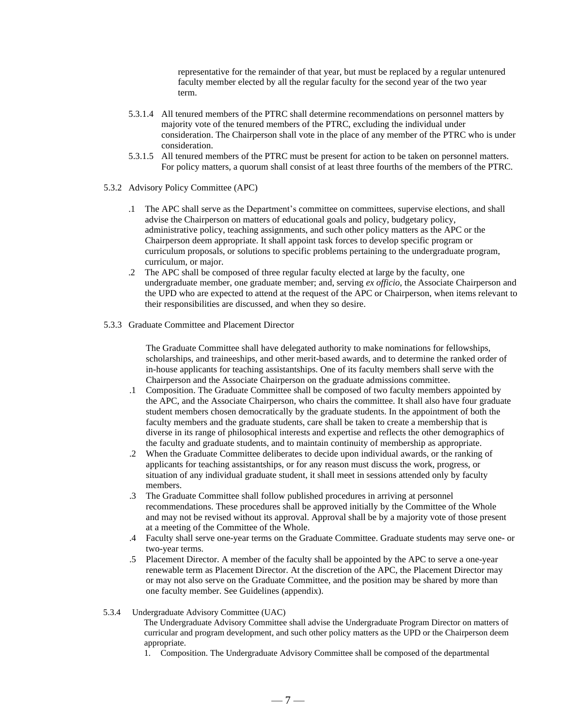representative for the remainder of that year, but must be replaced by a regular untenured faculty member elected by all the regular faculty for the second year of the two year term.

5.3.1.4 All tenured members of the PTRC shall determine recommendations on personnel matters by majority vote of the tenured members of the PTRC, excluding the individual under consideration. The Chairperson shall vote in the place of any member of the PTRC who is under consideration.

5.3.1.5 All tenured members of the PTRC must be present for action to be taken on personnel matters. For policy matters, a quorum shall consist of at least three fourths of the members of the PTRC.

5.3.2 Advisory Policy Committee (APC)

.1 The APC shall serve as the Department's committee on committees, supervise elections, and shall advise the Chairperson on matters of educational goals and policy, budgetary policy, administrative policy, teaching assignments, and such other policy matters as the APC or the Chairperson deem appropriate. It shall appoint task forces to develop specific program or curriculum proposals, or solutions to specific problems pertaining to the undergraduate program, curriculum, or major.

.2 The APC shall be composed of three regular faculty elected at large by the faculty, one undergraduate member, one graduate member; and, serving *ex officio*, the Associate Chairperson and the UPD who are expected to attend at the request of the APC or Chairperson, when items relevant to their responsibilities are discussed, and when they so desire.

5.3.3 Graduate Committee and Placement Director

The Graduate Committee shall have delegated authority to make nominations for fellowships, scholarships, and traineeships, and other merit-based awards, and to determine the ranked order of in-house applicants for teaching assistantships. One of its faculty members shall serve with the Chairperson and the Associate Chairperson on the graduate admissions committee.

.1 Composition. The Graduate Committee shall be composed of two faculty members appointed by the APC, and the Associate Chairperson, who chairs the committee. It shall also have four graduate student members chosen democratically by the graduate students. In the appointment of both the faculty members and the graduate students, care shall be taken to create a membership that is diverse in its range of philosophical interests and expertise and reflects the other demographics of the faculty and graduate students, and to maintain continuity of membership as appropriate.

.2 When the Graduate Committee deliberates to decide upon individual awards, or the ranking of applicants for teaching assistantships, or for any reason must discuss the work, progress, or situation of any individual graduate student, it shall meet in sessions attended only by faculty members.

.3 The Graduate Committee shall follow published procedures in arriving at personnel recommendations. These procedures shall be approved initially by the Committee of the Whole and may not be revised without its approval. Approval shall be by a majority vote of those present at a meeting of the Committee of the Whole.

.4 Faculty shall serve one-year terms on the Graduate Committee. Graduate students may serve one- or two-year terms.

.5 Placement Director. A member of the faculty shall be appointed by the APC to serve a one-year renewable term as Placement Director. At the discretion of the APC, the Placement Director may or may not also serve on the Graduate Committee, and the position may be shared by more than one faculty member. See Guidelines (appendix).

5.3.4 Undergraduate Advisory Committee (UAC)

The Undergraduate Advisory Committee shall advise the Undergraduate Program Director on matters of curricular and program development, and such other policy matters as the UPD or the Chairperson deem appropriate.

1. Composition. The Undergraduate Advisory Committee shall be composed of the departmental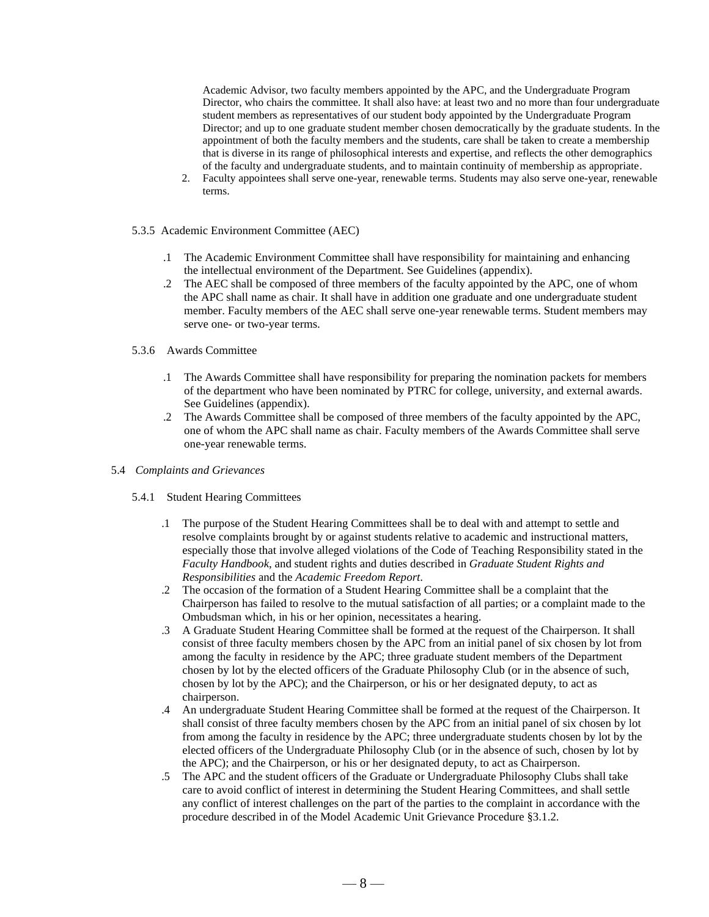Academic Advisor, two faculty members appointed by the APC, and the Undergraduate Program Director, who chairs the committee. It shall also have: at least two and no more than four undergraduate student members as representatives of our student body appointed by the Undergraduate Program Director; and up to one graduate student member chosen democratically by the graduate students. In the appointment of both the faculty members and the students, care shall be taken to create a membership that is diverse in its range of philosophical interests and expertise, and reflects the other demographics of the faculty and undergraduate students, and to maintain continuity of membership as appropriate.

2. Faculty appointees shall serve one-year, renewable terms. Students may also serve one-year, renewable terms.

5.3.5 Academic Environment Committee (AEC)

.1 The Academic Environment Committee shall have responsibility for maintaining and enhancing the intellectual environment of the Department. See Guidelines (appendix).

.2 The AEC shall be composed of three members of the faculty appointed by the APC, one of whom the APC shall name as chair. It shall have in addition one graduate and one undergraduate student member. Faculty members of the AEC shall serve one-year renewable terms. Student members may serve one- or two-year terms.

5.3.6 Awards Committee

.1 The Awards Committee shall have responsibility for preparing the nomination packets for members of the department who have been nominated by PTRC for college, university, and external awards. See Guidelines (appendix).

.2 The Awards Committee shall be composed of three members of the faculty appointed by the APC, one of whom the APC shall name as chair. Faculty members of the Awards Committee shall serve one-year renewable terms.

5.4 *Complaints and Grievances*

5.4.1 Student Hearing Committees

.1 The purpose of the Student Hearing Committees shall be to deal with and attempt to settle and resolve complaints brought by or against students relative to academic and instructional matters, especially those that involve alleged violations of the Code of Teaching Responsibility stated in the *Faculty Handbook*, and student rights and duties described in *Graduate Student Rights and Responsibilities* and the *Academic Freedom Report*.

.2 The occasion of the formation of a Student Hearing Committee shall be a complaint that the Chairperson has failed to resolve to the mutual satisfaction of all parties; or a complaint made to the Ombudsman which, in his or her opinion, necessitates a hearing.

.3 A Graduate Student Hearing Committee shall be formed at the request of the Chairperson. It shall consist of three faculty members chosen by the APC from an initial panel of six chosen by lot from among the faculty in residence by the APC; three graduate student members of the Department chosen by lot by the elected officers of the Graduate Philosophy Club (or in the absence of such, chosen by lot by the APC); and the Chairperson, or his or her designated deputy, to act as chairperson.

.4 An undergraduate Student Hearing Committee shall be formed at the request of the Chairperson. It shall consist of three faculty members chosen by the APC from an initial panel of six chosen by lot from among the faculty in residence by the APC; three undergraduate students chosen by lot by the elected officers of the Undergraduate Philosophy Club (or in the absence of such, chosen by lot by the APC); and the Chairperson, or his or her designated deputy, to act as Chairperson.

.5 The APC and the student officers of the Graduate or Undergraduate Philosophy Clubs shall take care to avoid conflict of interest in determining the Student Hearing Committees, and shall settle any conflict of interest challenges on the part of the parties to the complaint in accordance with the procedure described in of the Model Academic Unit Grievance Procedure §3.1.2.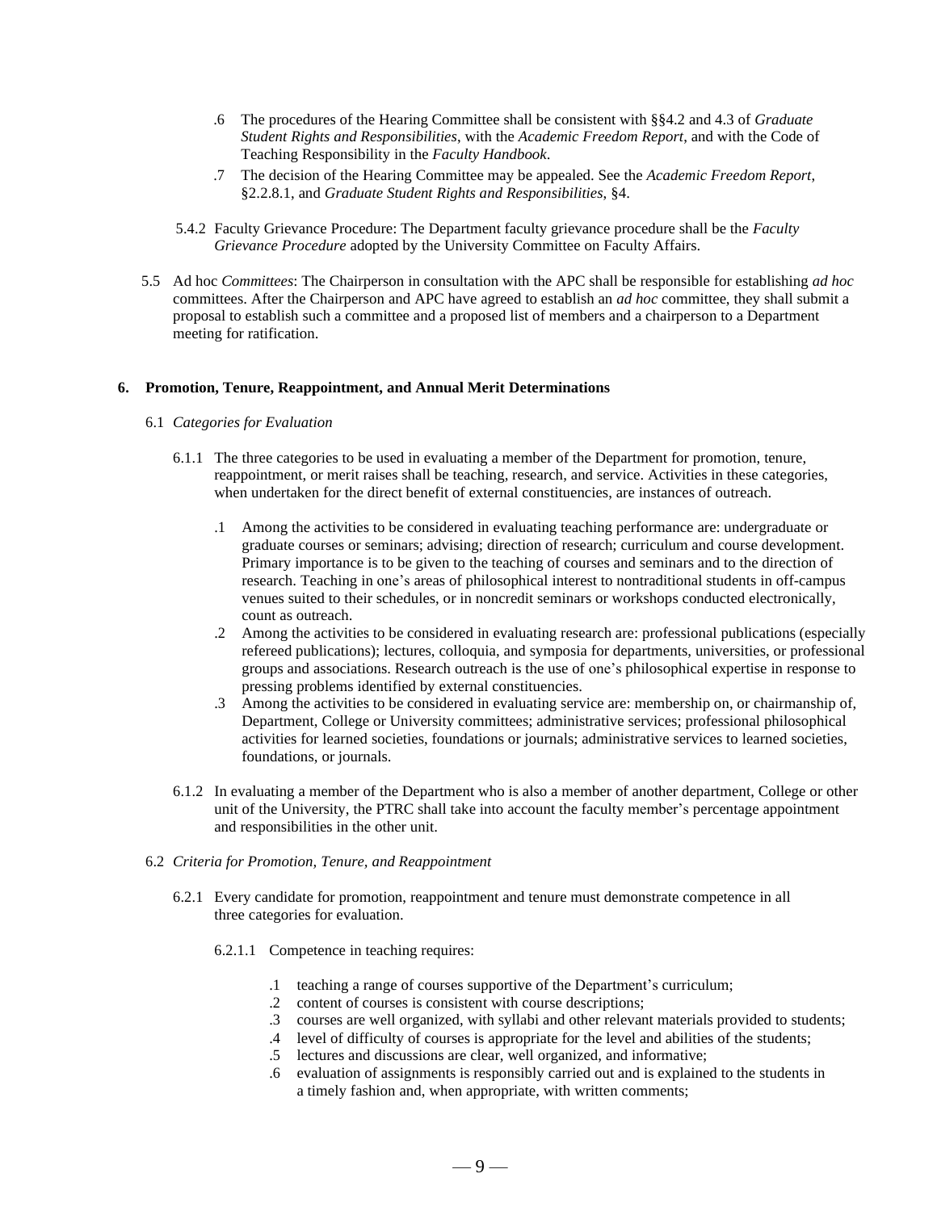.6 The procedures of the Hearing Committee shall be consistent with §§4.2 and 4.3 of *Graduate Student Rights and Responsibilities*, with the *Academic Freedom Report*, and with the Code of Teaching Responsibility in the *Faculty Handbook*.

.7 The decision of the Hearing Committee may be appealed. See the *Academic Freedom Report*, §2.2.8.1, and *Graduate Student Rights and Responsibilities*, §4.

5.4.2 Faculty Grievance Procedure: The Department faculty grievance procedure shall be the *Faculty Grievance Procedure* adopted by the University Committee on Faculty Affairs.

5.5 Ad hoc *Committees*: The Chairperson in consultation with the APC shall be responsible for establishing *ad hoc* committees. After the Chairperson and APC have agreed to establish an *ad hoc* committee, they shall submit a proposal to establish such a committee and a proposed list of members and a chairperson to a Department meeting for ratification.

## 6. Promotion, Tenure, Reappointment, and Annual Merit Determinations

6.1 *Categories for Evaluation*

6.1.1 The three categories to be used in evaluating a member of the Department for promotion, tenure, reappointment, or merit raises shall be teaching, research, and service. Activities in these categories, when undertaken for the direct benefit of external constituencies, are instances of outreach.

.1 Among the activities to be considered in evaluating teaching performance are: undergraduate or graduate courses or seminars; advising; direction of research; curriculum and course development. Primary importance is to be given to the teaching of courses and seminars and to the direction of research. Teaching in one's areas of philosophical interest to nontraditional students in off-campus venues suited to their schedules, or in noncredit seminars or workshops conducted electronically, count as outreach.

.2 Among the activities to be considered in evaluating research are: professional publications (especially refereed publications); lectures, colloquia, and symposia for departments, universities, or professional groups and associations. Research outreach is the use of one's philosophical expertise in response to pressing problems identified by external constituencies.

.3 Among the activities to be considered in evaluating service are: membership on, or chairmanship of, Department, College or University committees; administrative services; professional philosophical activities for learned societies, foundations or journals; administrative services to learned societies, foundations, or journals.

6.1.2 In evaluating a member of the Department who is also a member of another department, College or other unit of the University, the PTRC shall take into account the faculty member's percentage appointment and responsibilities in the other unit.

6.2 *Criteria for Promotion, Tenure, and Reappointment*

6.2.1 Every candidate for promotion, reappointment and tenure must demonstrate competence in all three categories for evaluation.

6.2.1.1 Competence in teaching requires:

.1 teaching a range of courses supportive of the Department's curriculum;
.2 content of courses is consistent with course descriptions;
.3 courses are well organized, with syllabi and other relevant materials provided to students;
.4 level of difficulty of courses is appropriate for the level and abilities of the students;
.5 lectures and discussions are clear, well organized, and informative;
.6 evaluation of assignments is responsibly carried out and is explained to the students in a timely fashion and, when appropriate, with written comments;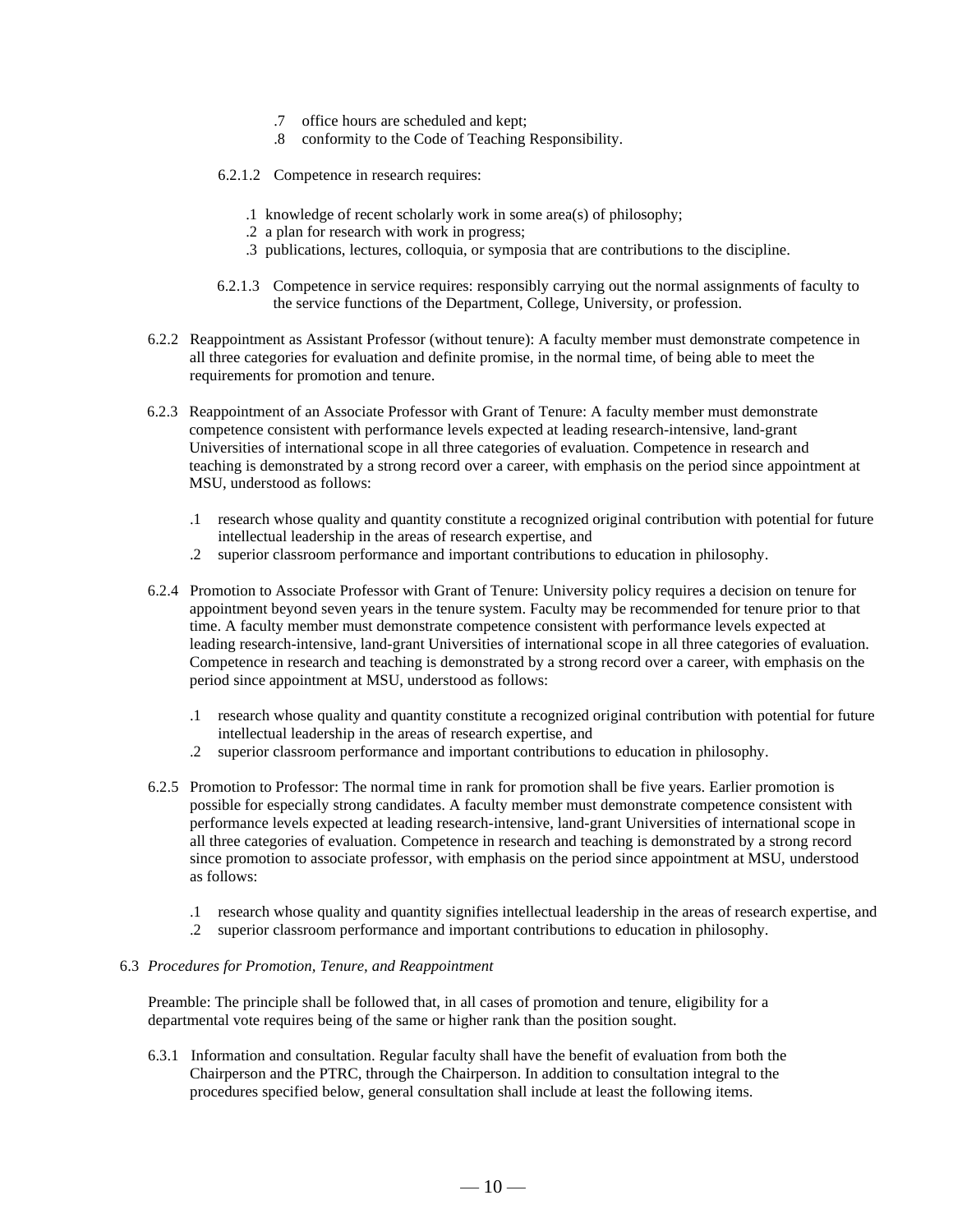.7 office hours are scheduled and kept;
.8 conformity to the Code of Teaching Responsibility.

6.2.1.2 Competence in research requires:

.1 knowledge of recent scholarly work in some area(s) of philosophy;
.2 a plan for research with work in progress;
.3 publications, lectures, colloquia, or symposia that are contributions to the discipline.

6.2.1.3 Competence in service requires: responsibly carrying out the normal assignments of faculty to the service functions of the Department, College, University, or profession.

6.2.2 Reappointment as Assistant Professor (without tenure): A faculty member must demonstrate competence in all three categories for evaluation and definite promise, in the normal time, of being able to meet the requirements for promotion and tenure.

6.2.3 Reappointment of an Associate Professor with Grant of Tenure: A faculty member must demonstrate competence consistent with performance levels expected at leading research-intensive, land-grant Universities of international scope in all three categories of evaluation. Competence in research and teaching is demonstrated by a strong record over a career, with emphasis on the period since appointment at MSU, understood as follows:

.1 research whose quality and quantity constitute a recognized original contribution with potential for future intellectual leadership in the areas of research expertise, and
.2 superior classroom performance and important contributions to education in philosophy.

6.2.4 Promotion to Associate Professor with Grant of Tenure: University policy requires a decision on tenure for appointment beyond seven years in the tenure system. Faculty may be recommended for tenure prior to that time. A faculty member must demonstrate competence consistent with performance levels expected at leading research-intensive, land-grant Universities of international scope in all three categories of evaluation. Competence in research and teaching is demonstrated by a strong record over a career, with emphasis on the period since appointment at MSU, understood as follows:

.1 research whose quality and quantity constitute a recognized original contribution with potential for future intellectual leadership in the areas of research expertise, and
.2 superior classroom performance and important contributions to education in philosophy.

6.2.5 Promotion to Professor: The normal time in rank for promotion shall be five years. Earlier promotion is possible for especially strong candidates. A faculty member must demonstrate competence consistent with performance levels expected at leading research-intensive, land-grant Universities of international scope in all three categories of evaluation. Competence in research and teaching is demonstrated by a strong record since promotion to associate professor, with emphasis on the period since appointment at MSU, understood as follows:

.1 research whose quality and quantity signifies intellectual leadership in the areas of research expertise, and
.2 superior classroom performance and important contributions to education in philosophy.

6.3 *Procedures for Promotion, Tenure, and Reappointment*

Preamble: The principle shall be followed that, in all cases of promotion and tenure, eligibility for a departmental vote requires being of the same or higher rank than the position sought.

6.3.1 Information and consultation. Regular faculty shall have the benefit of evaluation from both the Chairperson and the PTRC, through the Chairperson. In addition to consultation integral to the procedures specified below, general consultation shall include at least the following items.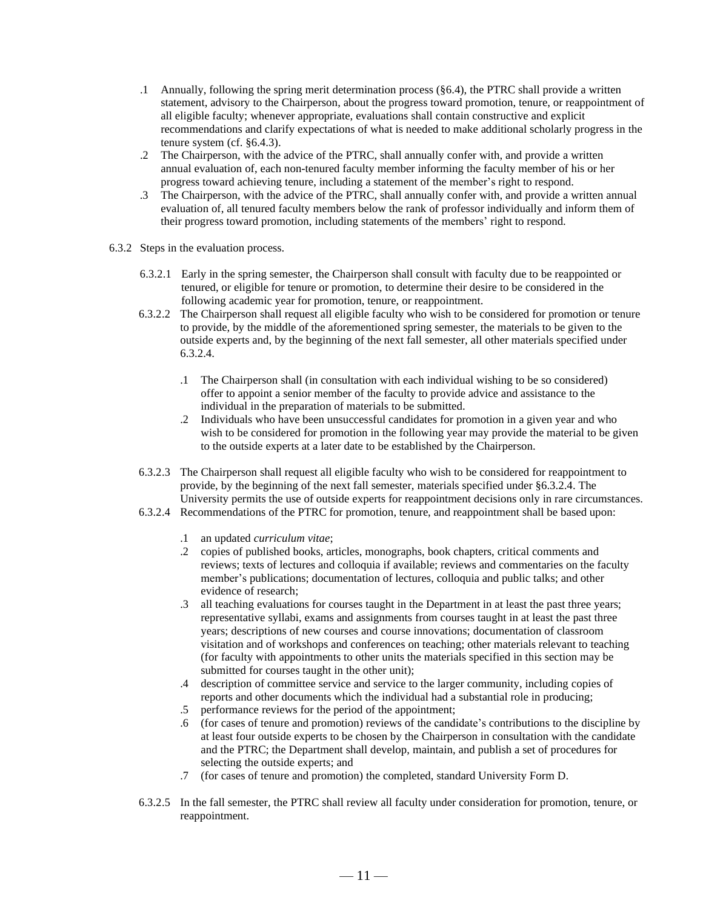.1 Annually, following the spring merit determination process (§6.4), the PTRC shall provide a written statement, advisory to the Chairperson, about the progress toward promotion, tenure, or reappointment of all eligible faculty; whenever appropriate, evaluations shall contain constructive and explicit recommendations and clarify expectations of what is needed to make additional scholarly progress in the tenure system (cf. §6.4.3).

.2 The Chairperson, with the advice of the PTRC, shall annually confer with, and provide a written annual evaluation of, each non-tenured faculty member informing the faculty member of his or her progress toward achieving tenure, including a statement of the member's right to respond.

.3 The Chairperson, with the advice of the PTRC, shall annually confer with, and provide a written annual evaluation of, all tenured faculty members below the rank of professor individually and inform them of their progress toward promotion, including statements of the members' right to respond.

6.3.2 Steps in the evaluation process.

6.3.2.1 Early in the spring semester, the Chairperson shall consult with faculty due to be reappointed or tenured, or eligible for tenure or promotion, to determine their desire to be considered in the following academic year for promotion, tenure, or reappointment.

6.3.2.2 The Chairperson shall request all eligible faculty who wish to be considered for promotion or tenure to provide, by the middle of the aforementioned spring semester, the materials to be given to the outside experts and, by the beginning of the next fall semester, all other materials specified under 6.3.2.4.

.1 The Chairperson shall (in consultation with each individual wishing to be so considered) offer to appoint a senior member of the faculty to provide advice and assistance to the individual in the preparation of materials to be submitted.

.2 Individuals who have been unsuccessful candidates for promotion in a given year and who wish to be considered for promotion in the following year may provide the material to be given to the outside experts at a later date to be established by the Chairperson.

6.3.2.3 The Chairperson shall request all eligible faculty who wish to be considered for reappointment to provide, by the beginning of the next fall semester, materials specified under §6.3.2.4. The University permits the use of outside experts for reappointment decisions only in rare circumstances.

6.3.2.4 Recommendations of the PTRC for promotion, tenure, and reappointment shall be based upon:

.1 an updated *curriculum vitae*;

.2 copies of published books, articles, monographs, book chapters, critical comments and reviews; texts of lectures and colloquia if available; reviews and commentaries on the faculty member's publications; documentation of lectures, colloquia and public talks; and other evidence of research;

.3 all teaching evaluations for courses taught in the Department in at least the past three years; representative syllabi, exams and assignments from courses taught in at least the past three years; descriptions of new courses and course innovations; documentation of classroom visitation and of workshops and conferences on teaching; other materials relevant to teaching (for faculty with appointments to other units the materials specified in this section may be submitted for courses taught in the other unit);

.4 description of committee service and service to the larger community, including copies of reports and other documents which the individual had a substantial role in producing;

.5 performance reviews for the period of the appointment;

.6 (for cases of tenure and promotion) reviews of the candidate's contributions to the discipline by at least four outside experts to be chosen by the Chairperson in consultation with the candidate and the PTRC; the Department shall develop, maintain, and publish a set of procedures for selecting the outside experts; and

.7 (for cases of tenure and promotion) the completed, standard University Form D.

6.3.2.5 In the fall semester, the PTRC shall review all faculty under consideration for promotion, tenure, or reappointment.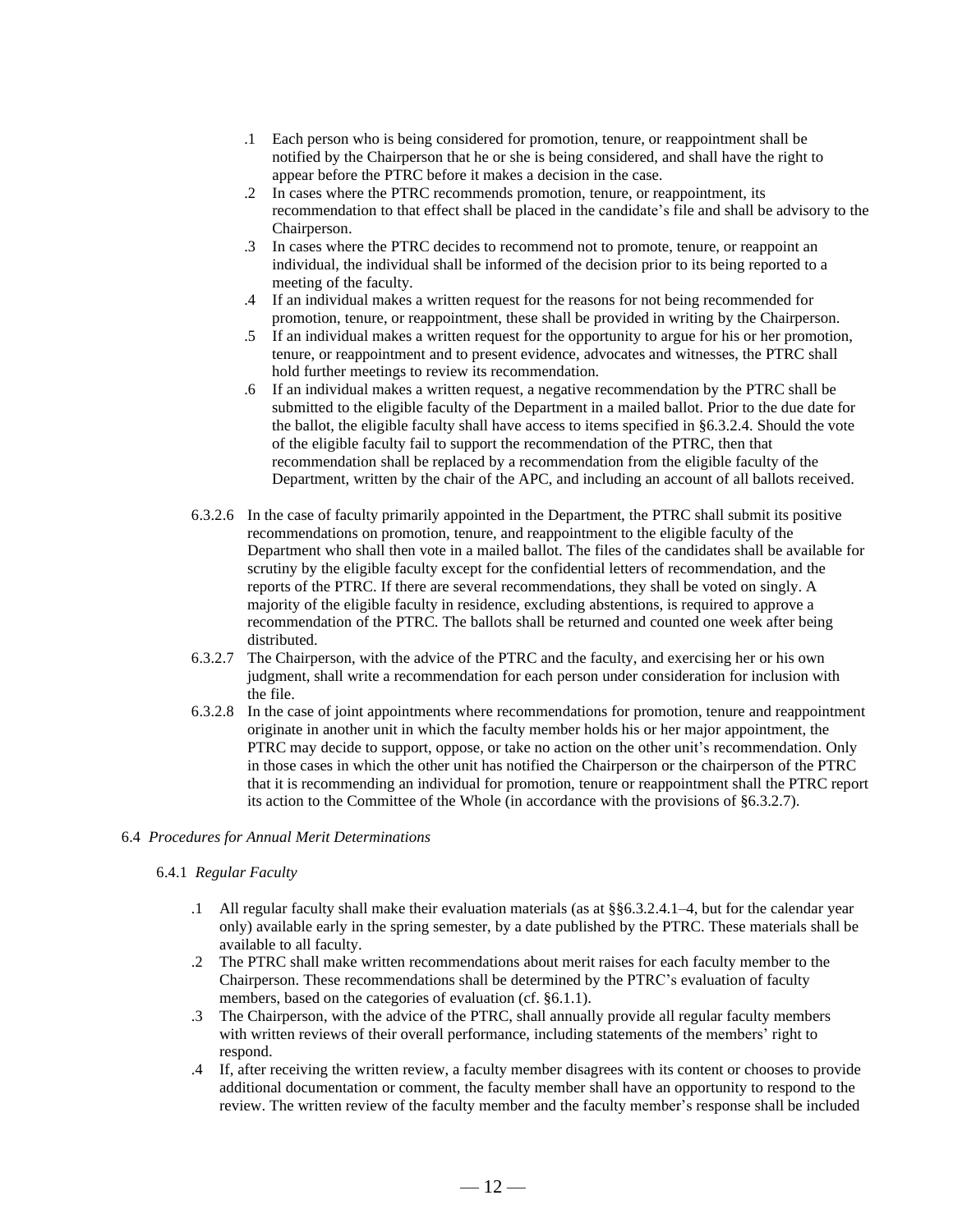.1 Each person who is being considered for promotion, tenure, or reappointment shall be notified by the Chairperson that he or she is being considered, and shall have the right to appear before the PTRC before it makes a decision in the case.

.2 In cases where the PTRC recommends promotion, tenure, or reappointment, its recommendation to that effect shall be placed in the candidate's file and shall be advisory to the Chairperson.

.3 In cases where the PTRC decides to recommend not to promote, tenure, or reappoint an individual, the individual shall be informed of the decision prior to its being reported to a meeting of the faculty.

.4 If an individual makes a written request for the reasons for not being recommended for promotion, tenure, or reappointment, these shall be provided in writing by the Chairperson.

.5 If an individual makes a written request for the opportunity to argue for his or her promotion, tenure, or reappointment and to present evidence, advocates and witnesses, the PTRC shall hold further meetings to review its recommendation.

.6 If an individual makes a written request, a negative recommendation by the PTRC shall be submitted to the eligible faculty of the Department in a mailed ballot. Prior to the due date for the ballot, the eligible faculty shall have access to items specified in §6.3.2.4. Should the vote of the eligible faculty fail to support the recommendation of the PTRC, then that recommendation shall be replaced by a recommendation from the eligible faculty of the Department, written by the chair of the APC, and including an account of all ballots received.

6.3.2.6 In the case of faculty primarily appointed in the Department, the PTRC shall submit its positive recommendations on promotion, tenure, and reappointment to the eligible faculty of the Department who shall then vote in a mailed ballot. The files of the candidates shall be available for scrutiny by the eligible faculty except for the confidential letters of recommendation, and the reports of the PTRC. If there are several recommendations, they shall be voted on singly. A majority of the eligible faculty in residence, excluding abstentions, is required to approve a recommendation of the PTRC. The ballots shall be returned and counted one week after being distributed.

6.3.2.7 The Chairperson, with the advice of the PTRC and the faculty, and exercising her or his own judgment, shall write a recommendation for each person under consideration for inclusion with the file.

6.3.2.8 In the case of joint appointments where recommendations for promotion, tenure and reappointment originate in another unit in which the faculty member holds his or her major appointment, the PTRC may decide to support, oppose, or take no action on the other unit's recommendation. Only in those cases in which the other unit has notified the Chairperson or the chairperson of the PTRC that it is recommending an individual for promotion, tenure or reappointment shall the PTRC report its action to the Committee of the Whole (in accordance with the provisions of §6.3.2.7).

6.4 *Procedures for Annual Merit Determinations*

6.4.1 *Regular Faculty*

.1 All regular faculty shall make their evaluation materials (as at §§6.3.2.4.1–4, but for the calendar year only) available early in the spring semester, by a date published by the PTRC. These materials shall be available to all faculty.

.2 The PTRC shall make written recommendations about merit raises for each faculty member to the Chairperson. These recommendations shall be determined by the PTRC's evaluation of faculty members, based on the categories of evaluation (cf. §6.1.1).

.3 The Chairperson, with the advice of the PTRC, shall annually provide all regular faculty members with written reviews of their overall performance, including statements of the members' right to respond.

.4 If, after receiving the written review, a faculty member disagrees with its content or chooses to provide additional documentation or comment, the faculty member shall have an opportunity to respond to the review. The written review of the faculty member and the faculty member's response shall be included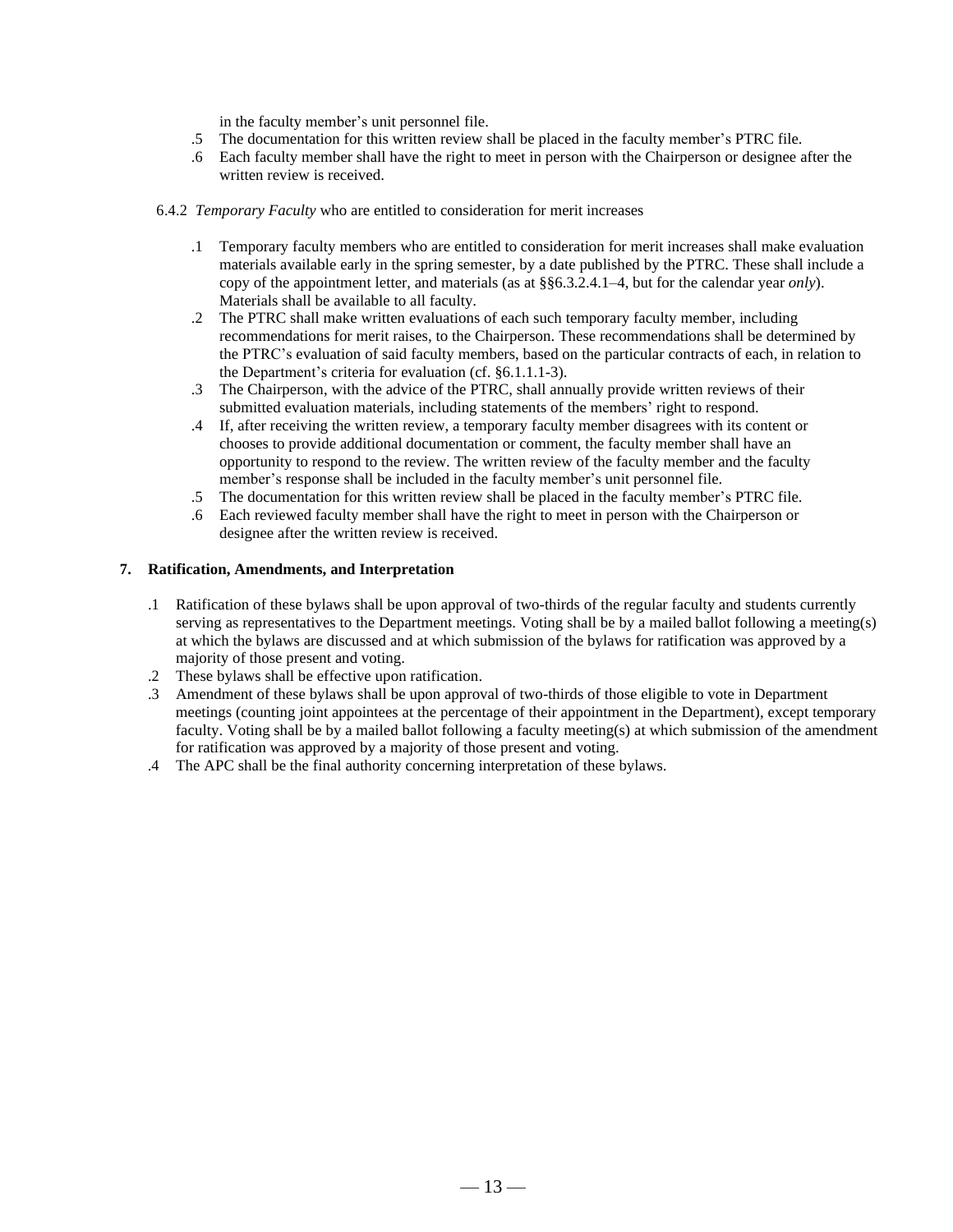in the faculty member's unit personnel file.

.5 The documentation for this written review shall be placed in the faculty member's PTRC file.

.6 Each faculty member shall have the right to meet in person with the Chairperson or designee after the written review is received.

6.4.2 *Temporary Faculty* who are entitled to consideration for merit increases

.1 Temporary faculty members who are entitled to consideration for merit increases shall make evaluation materials available early in the spring semester, by a date published by the PTRC. These shall include a copy of the appointment letter, and materials (as at §§6.3.2.4.1–4, but for the calendar year *only*). Materials shall be available to all faculty.

.2 The PTRC shall make written evaluations of each such temporary faculty member, including recommendations for merit raises, to the Chairperson. These recommendations shall be determined by the PTRC's evaluation of said faculty members, based on the particular contracts of each, in relation to the Department's criteria for evaluation (cf. §6.1.1.1-3).

.3 The Chairperson, with the advice of the PTRC, shall annually provide written reviews of their submitted evaluation materials, including statements of the members' right to respond.

.4 If, after receiving the written review, a temporary faculty member disagrees with its content or chooses to provide additional documentation or comment, the faculty member shall have an opportunity to respond to the review. The written review of the faculty member and the faculty member's response shall be included in the faculty member's unit personnel file.

.5 The documentation for this written review shall be placed in the faculty member's PTRC file.

.6 Each reviewed faculty member shall have the right to meet in person with the Chairperson or designee after the written review is received.

## 7. Ratification, Amendments, and Interpretation

.1 Ratification of these bylaws shall be upon approval of two-thirds of the regular faculty and students currently serving as representatives to the Department meetings. Voting shall be by a mailed ballot following a meeting(s) at which the bylaws are discussed and at which submission of the bylaws for ratification was approved by a majority of those present and voting.

.2 These bylaws shall be effective upon ratification.

.3 Amendment of these bylaws shall be upon approval of two-thirds of those eligible to vote in Department meetings (counting joint appointees at the percentage of their appointment in the Department), except temporary faculty. Voting shall be by a mailed ballot following a faculty meeting(s) at which submission of the amendment for ratification was approved by a majority of those present and voting.

.4 The APC shall be the final authority concerning interpretation of these bylaws.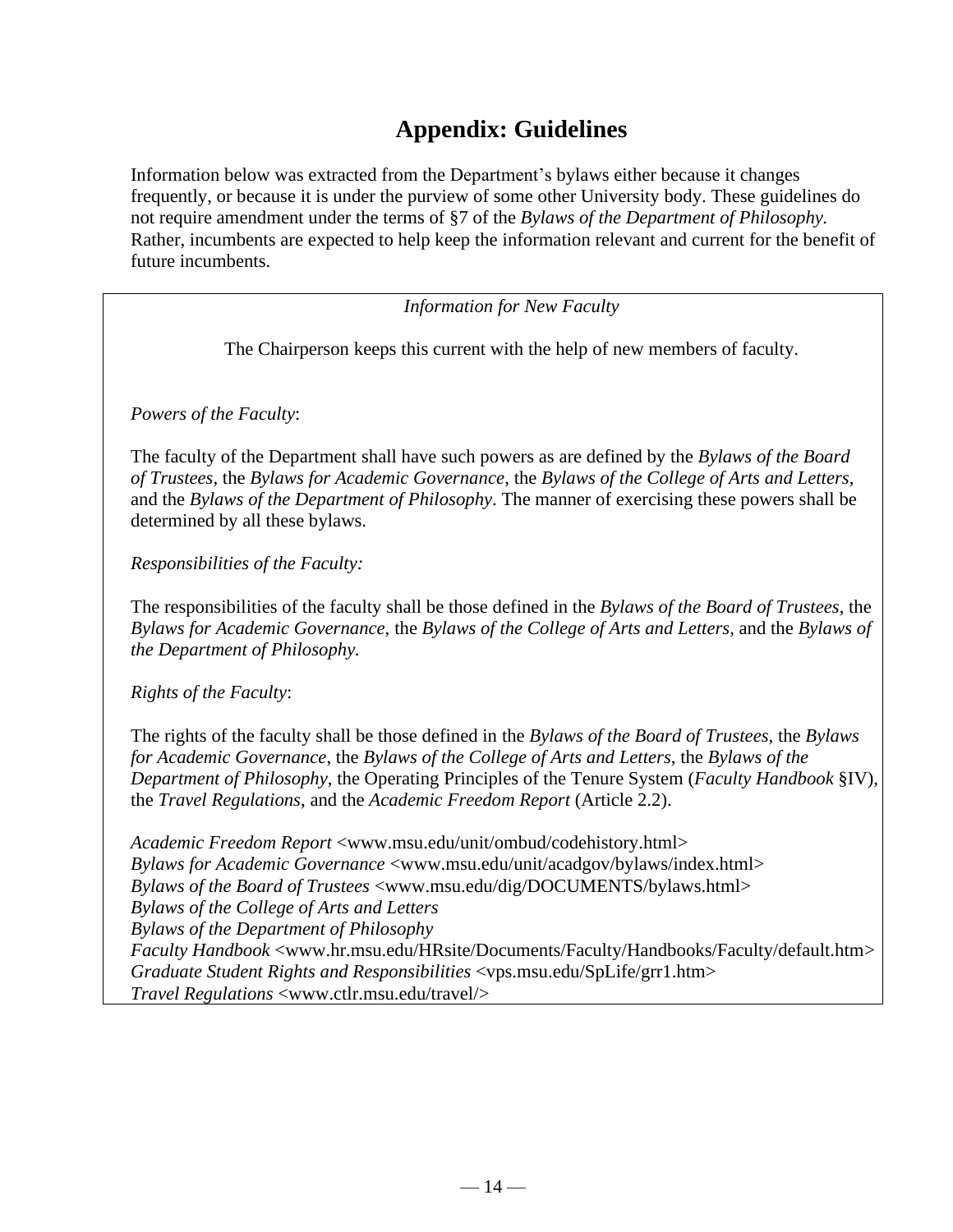# Appendix: Guidelines

Information below was extracted from the Department's bylaws either because it changes frequently, or because it is under the purview of some other University body. These guidelines do not require amendment under the terms of §7 of the *Bylaws of the Department of Philosophy.* Rather, incumbents are expected to help keep the information relevant and current for the benefit of future incumbents.

*Information for New Faculty*

The Chairperson keeps this current with the help of new members of faculty.

*Powers of the Faculty*:

The faculty of the Department shall have such powers as are defined by the *Bylaws of the Board of Trustees*, the *Bylaws for Academic Governance*, the *Bylaws of the College of Arts and Letters*, and the *Bylaws of the Department of Philosophy*. The manner of exercising these powers shall be determined by all these bylaws.

*Responsibilities of the Faculty:*

The responsibilities of the faculty shall be those defined in the *Bylaws of the Board of Trustees*, the *Bylaws for Academic Governance*, the *Bylaws of the College of Arts and Letters*, and the *Bylaws of the Department of Philosophy.*

*Rights of the Faculty*:

The rights of the faculty shall be those defined in the *Bylaws of the Board of Trustees*, the *Bylaws for Academic Governance*, the *Bylaws of the College of Arts and Letters*, the *Bylaws of the Department of Philosophy*, the Operating Principles of the Tenure System (*Faculty Handbook* §IV), the *Travel Regulations*, and the *Academic Freedom Report* (Article 2.2).

*Academic Freedom Report* <www.msu.edu/unit/ombud/codehistory.html>
*Bylaws for Academic Governance* <www.msu.edu/unit/acadgov/bylaws/index.html>
*Bylaws of the Board of Trustees* <www.msu.edu/dig/DOCUMENTS/bylaws.html>
*Bylaws of the College of Arts and Letters*
*Bylaws of the Department of Philosophy*
*Faculty Handbook* <www.hr.msu.edu/HRsite/Documents/Faculty/Handbooks/Faculty/default.htm>
*Graduate Student Rights and Responsibilities* <vps.msu.edu/SpLife/grr1.htm>
*Travel Regulations* <www.ctlr.msu.edu/travel/>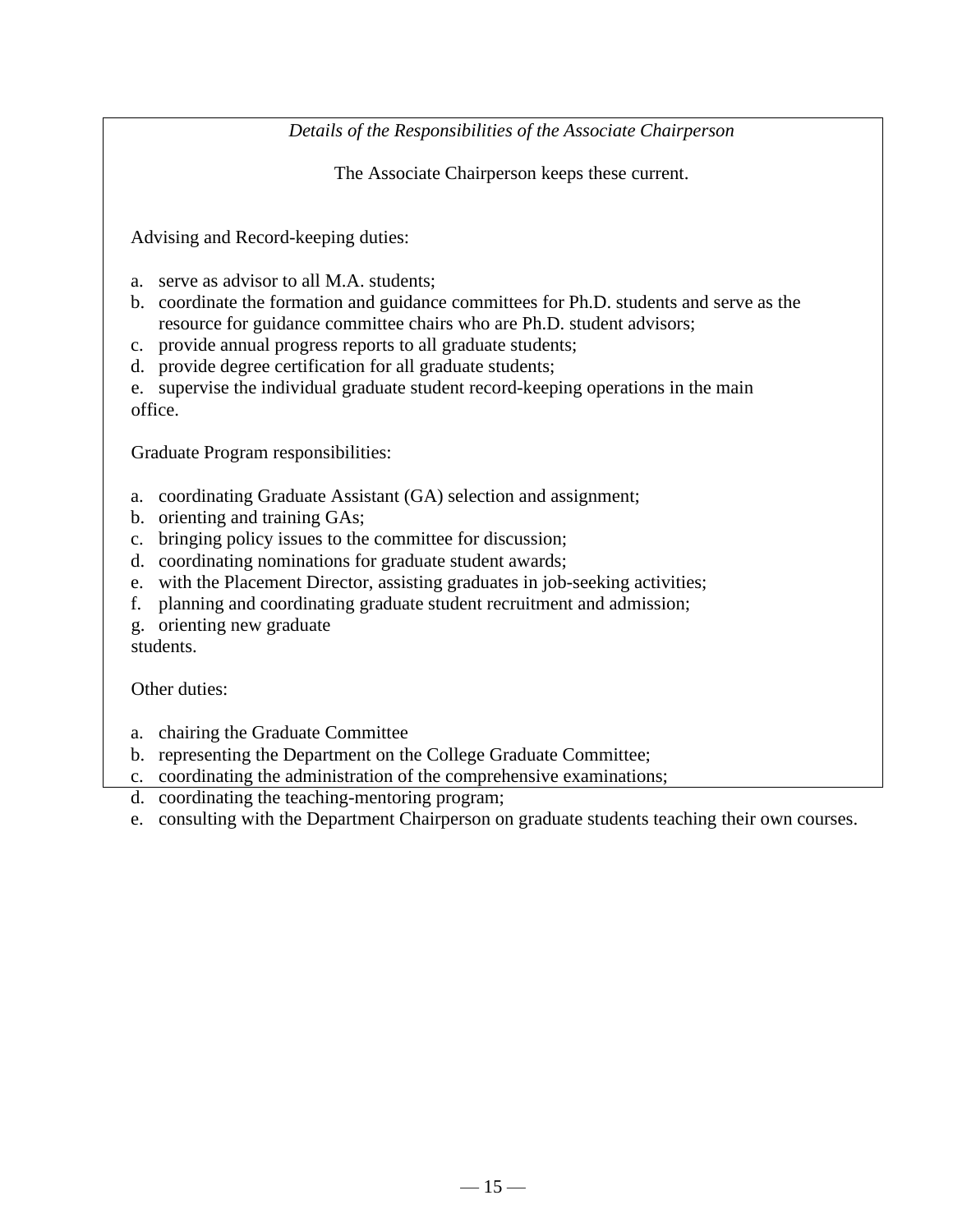*Details of the Responsibilities of the Associate Chairperson*

The Associate Chairperson keeps these current.

Advising and Record-keeping duties:

a. serve as advisor to all M.A. students;
b. coordinate the formation and guidance committees for Ph.D. students and serve as the resource for guidance committee chairs who are Ph.D. student advisors;
c. provide annual progress reports to all graduate students;
d. provide degree certification for all graduate students;
e. supervise the individual graduate student record-keeping operations in the main office.

Graduate Program responsibilities:

a. coordinating Graduate Assistant (GA) selection and assignment;
b. orienting and training GAs;
c. bringing policy issues to the committee for discussion;
d. coordinating nominations for graduate student awards;
e. with the Placement Director, assisting graduates in job-seeking activities;
f. planning and coordinating graduate student recruitment and admission;
g. orienting new graduate students.

Other duties:

a. chairing the Graduate Committee
b. representing the Department on the College Graduate Committee;
c. coordinating the administration of the comprehensive examinations;
d. coordinating the teaching-mentoring program;
e. consulting with the Department Chairperson on graduate students teaching their own courses.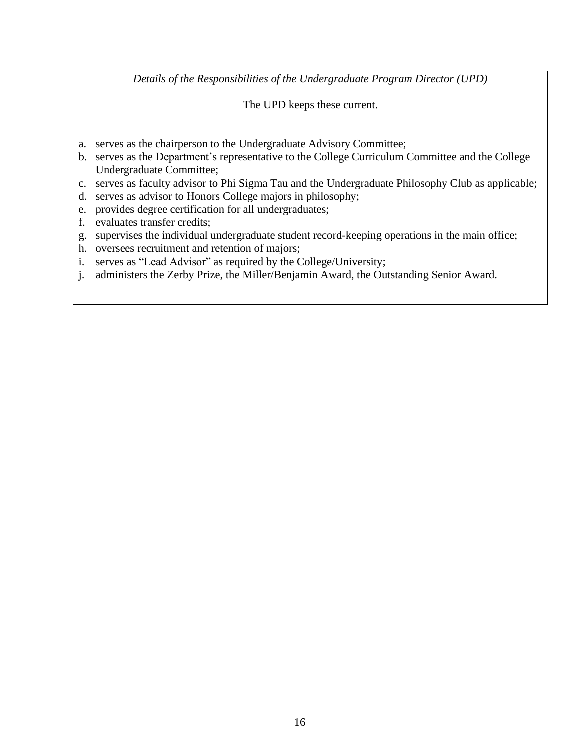*Details of the Responsibilities of the Undergraduate Program Director (UPD)*

The UPD keeps these current.

a. serves as the chairperson to the Undergraduate Advisory Committee;
b. serves as the Department's representative to the College Curriculum Committee and the College Undergraduate Committee;
c. serves as faculty advisor to Phi Sigma Tau and the Undergraduate Philosophy Club as applicable;
d. serves as advisor to Honors College majors in philosophy;
e. provides degree certification for all undergraduates;
f. evaluates transfer credits;
g. supervises the individual undergraduate student record-keeping operations in the main office;
h. oversees recruitment and retention of majors;
i. serves as "Lead Advisor" as required by the College/University;
j. administers the Zerby Prize, the Miller/Benjamin Award, the Outstanding Senior Award.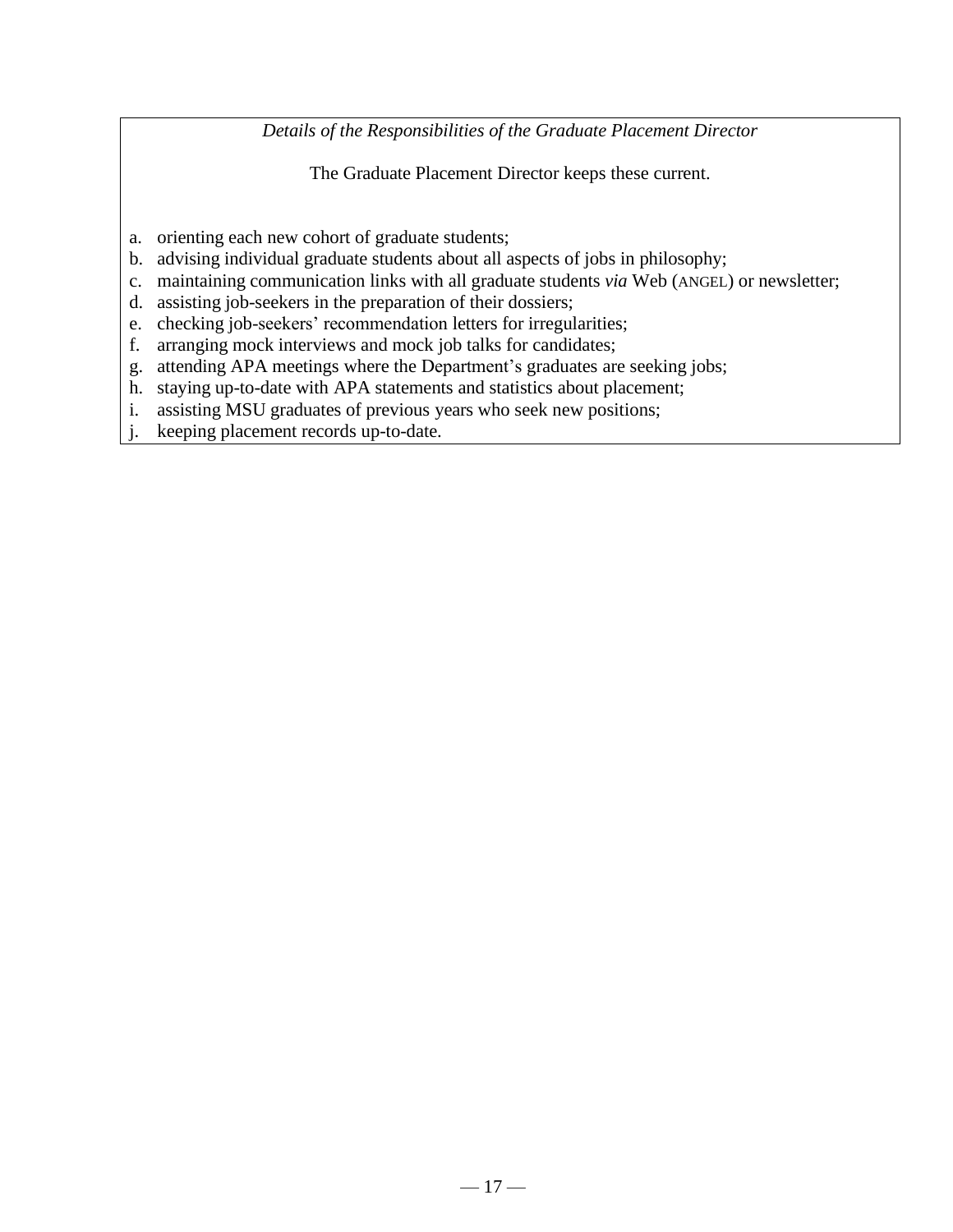*Details of the Responsibilities of the Graduate Placement Director*

The Graduate Placement Director keeps these current.

a. orienting each new cohort of graduate students;
b. advising individual graduate students about all aspects of jobs in philosophy;
c. maintaining communication links with all graduate students *via* Web (ANGEL) or newsletter;
d. assisting job-seekers in the preparation of their dossiers;
e. checking job-seekers' recommendation letters for irregularities;
f. arranging mock interviews and mock job talks for candidates;
g. attending APA meetings where the Department's graduates are seeking jobs;
h. staying up-to-date with APA statements and statistics about placement;
i. assisting MSU graduates of previous years who seek new positions;
j. keeping placement records up-to-date.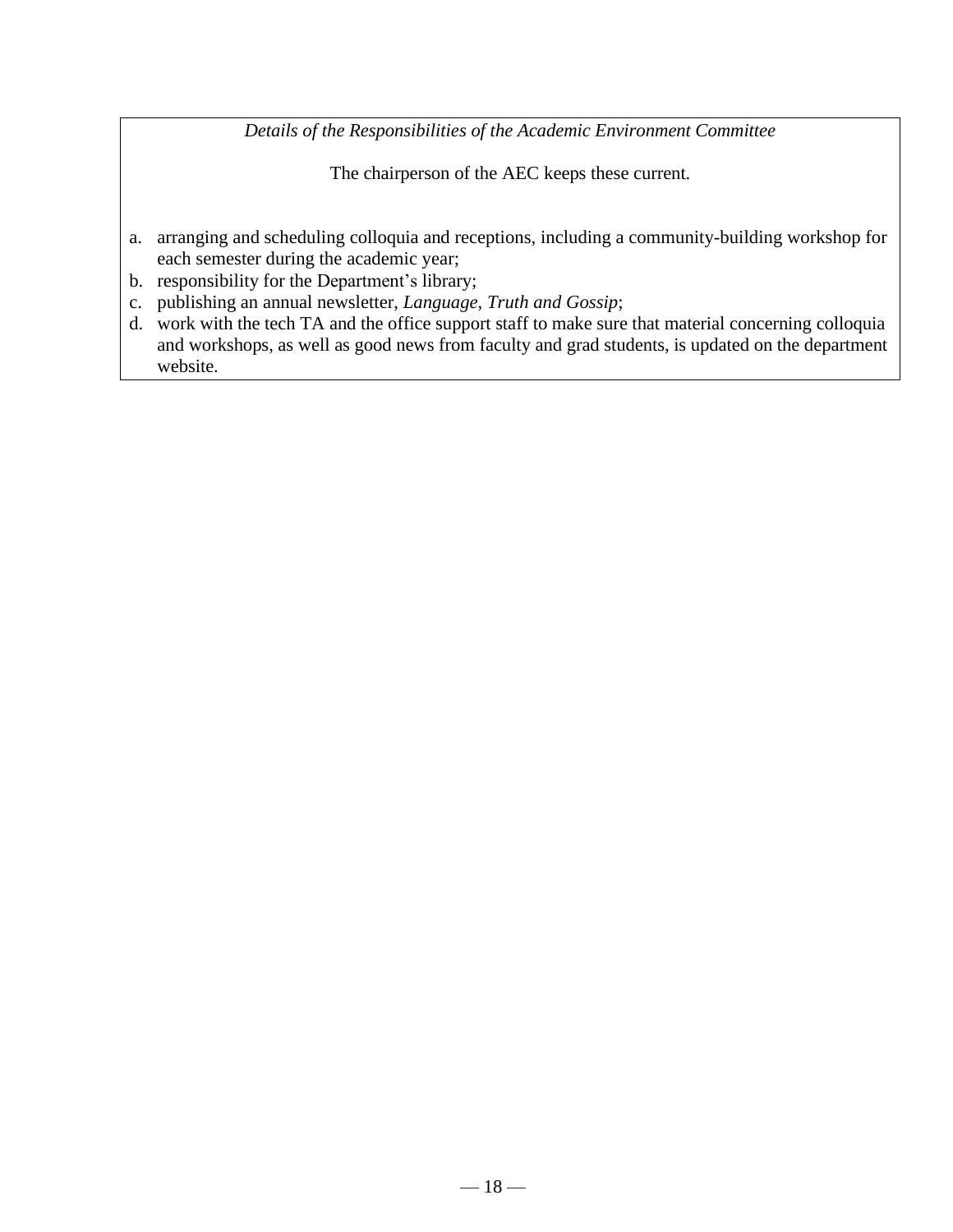*Details of the Responsibilities of the Academic Environment Committee*

The chairperson of the AEC keeps these current.

a. arranging and scheduling colloquia and receptions, including a community-building workshop for each semester during the academic year;
b. responsibility for the Department's library;
c. publishing an annual newsletter, *Language, Truth and Gossip*;
d. work with the tech TA and the office support staff to make sure that material concerning colloquia and workshops, as well as good news from faculty and grad students, is updated on the department website.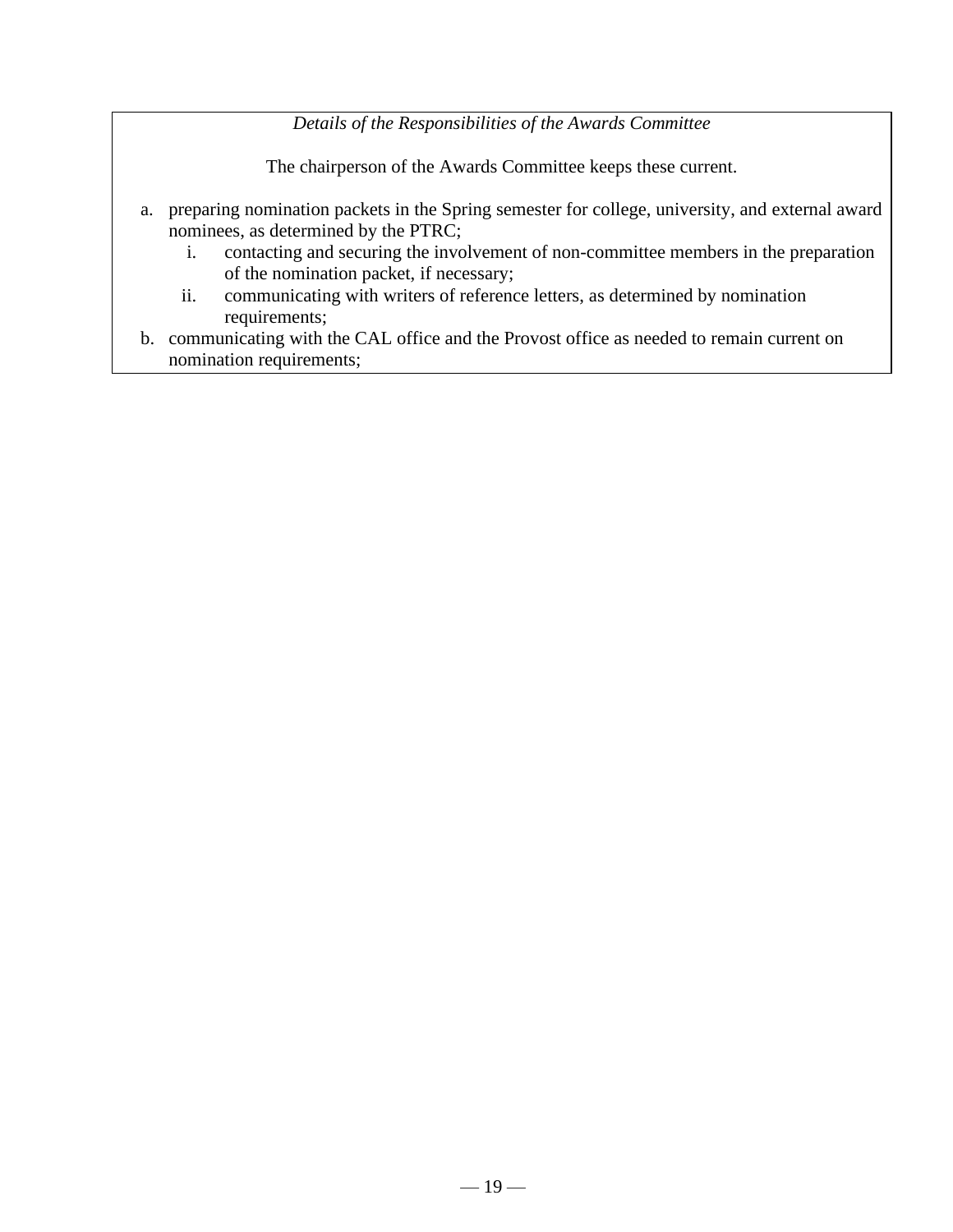*Details of the Responsibilities of the Awards Committee*

The chairperson of the Awards Committee keeps these current.

a. preparing nomination packets in the Spring semester for college, university, and external award nominees, as determined by the PTRC;
   i. contacting and securing the involvement of non-committee members in the preparation of the nomination packet, if necessary;
   ii. communicating with writers of reference letters, as determined by nomination requirements;
b. communicating with the CAL office and the Provost office as needed to remain current on nomination requirements;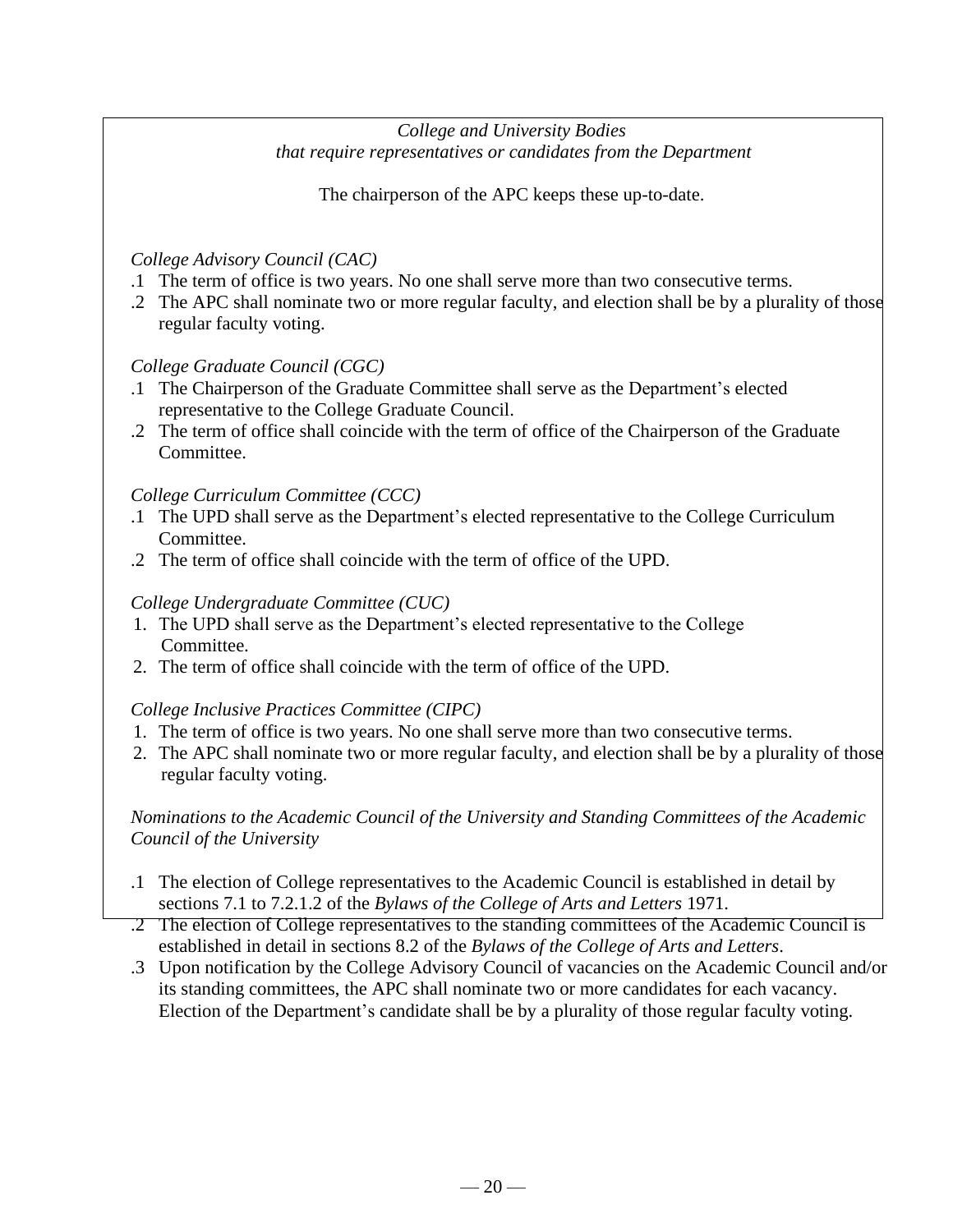*College and University Bodies*
*that require representatives or candidates from the Department*

The chairperson of the APC keeps these up-to-date.

*College Advisory Council (CAC)*

.1 The term of office is two years. No one shall serve more than two consecutive terms.
.2 The APC shall nominate two or more regular faculty, and election shall be by a plurality of those regular faculty voting.

*College Graduate Council (CGC)*

.1 The Chairperson of the Graduate Committee shall serve as the Department's elected representative to the College Graduate Council.
.2 The term of office shall coincide with the term of office of the Chairperson of the Graduate Committee.

*College Curriculum Committee (CCC)*

.1 The UPD shall serve as the Department's elected representative to the College Curriculum Committee.
.2 The term of office shall coincide with the term of office of the UPD.

*College Undergraduate Committee (CUC)*

1. The UPD shall serve as the Department's elected representative to the College Committee.
2. The term of office shall coincide with the term of office of the UPD.

*College Inclusive Practices Committee (CIPC)*

1. The term of office is two years. No one shall serve more than two consecutive terms.
2. The APC shall nominate two or more regular faculty, and election shall be by a plurality of those regular faculty voting.

*Nominations to the Academic Council of the University and Standing Committees of the Academic Council of the University*

.1 The election of College representatives to the Academic Council is established in detail by sections 7.1 to 7.2.1.2 of the *Bylaws of the College of Arts and Letters* 1971.
.2 The election of College representatives to the standing committees of the Academic Council is established in detail in sections 8.2 of the *Bylaws of the College of Arts and Letters*.
.3 Upon notification by the College Advisory Council of vacancies on the Academic Council and/or its standing committees, the APC shall nominate two or more candidates for each vacancy. Election of the Department's candidate shall be by a plurality of those regular faculty voting.